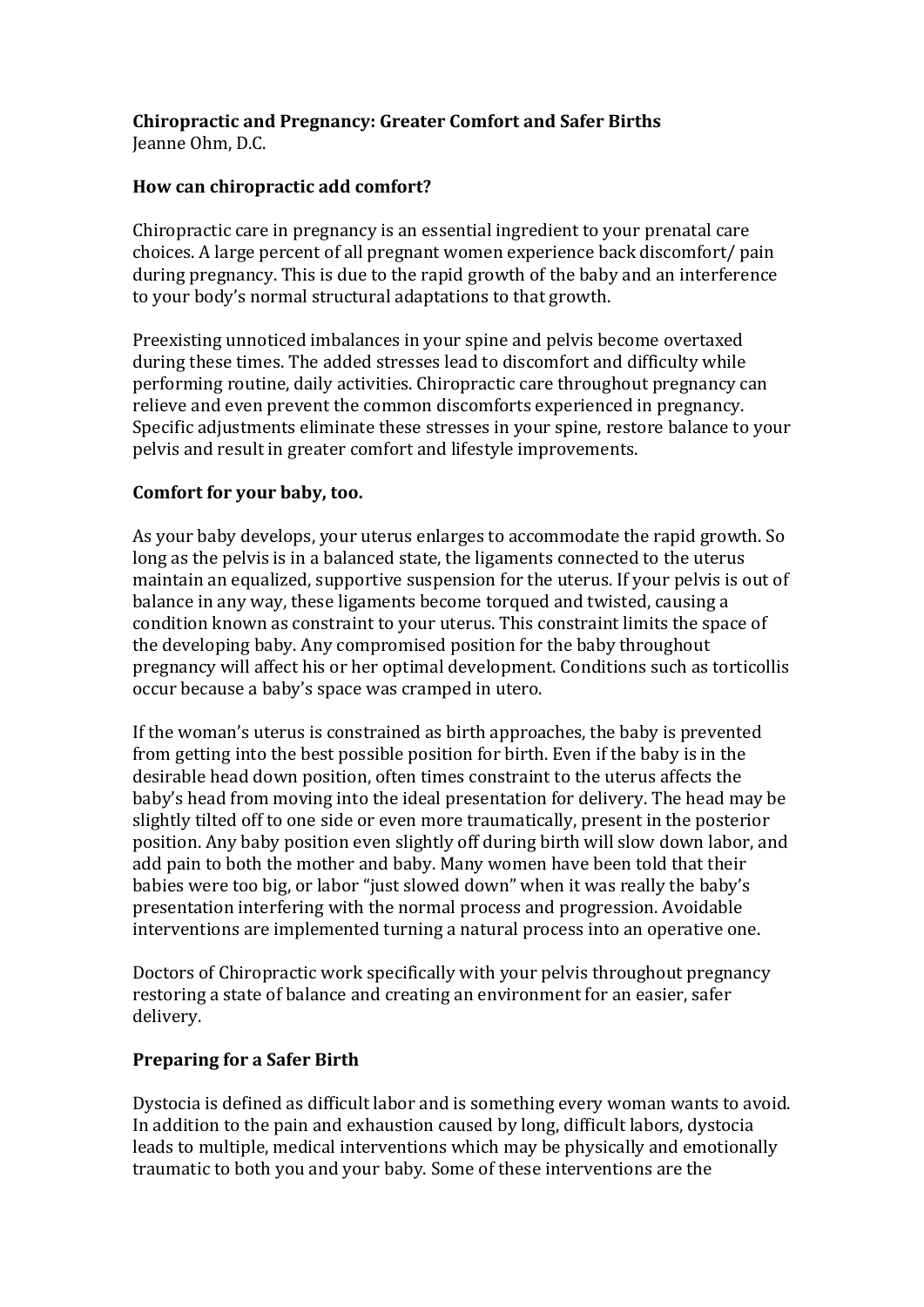**Chiropractic and Pregnancy: Greater Comfort and Safer Births**
Jeanne Ohm, D.C.

## How can chiropractic add comfort?

Chiropractic care in pregnancy is an essential ingredient to your prenatal care choices. A large percent of all pregnant women experience back discomfort/ pain during pregnancy. This is due to the rapid growth of the baby and an interference to your body's normal structural adaptations to that growth.

Preexisting unnoticed imbalances in your spine and pelvis become overtaxed during these times. The added stresses lead to discomfort and difficulty while performing routine, daily activities. Chiropractic care throughout pregnancy can relieve and even prevent the common discomforts experienced in pregnancy. Specific adjustments eliminate these stresses in your spine, restore balance to your pelvis and result in greater comfort and lifestyle improvements.

## Comfort for your baby, too.

As your baby develops, your uterus enlarges to accommodate the rapid growth. So long as the pelvis is in a balanced state, the ligaments connected to the uterus maintain an equalized, supportive suspension for the uterus. If your pelvis is out of balance in any way, these ligaments become torqued and twisted, causing a condition known as constraint to your uterus. This constraint limits the space of the developing baby. Any compromised position for the baby throughout pregnancy will affect his or her optimal development. Conditions such as torticollis occur because a baby's space was cramped in utero.

If the woman's uterus is constrained as birth approaches, the baby is prevented from getting into the best possible position for birth. Even if the baby is in the desirable head down position, often times constraint to the uterus affects the baby's head from moving into the ideal presentation for delivery. The head may be slightly tilted off to one side or even more traumatically, present in the posterior position. Any baby position even slightly off during birth will slow down labor, and add pain to both the mother and baby. Many women have been told that their babies were too big, or labor "just slowed down" when it was really the baby's presentation interfering with the normal process and progression. Avoidable interventions are implemented turning a natural process into an operative one.

Doctors of Chiropractic work specifically with your pelvis throughout pregnancy restoring a state of balance and creating an environment for an easier, safer delivery.

## Preparing for a Safer Birth

Dystocia is defined as difficult labor and is something every woman wants to avoid. In addition to the pain and exhaustion caused by long, difficult labors, dystocia leads to multiple, medical interventions which may be physically and emotionally traumatic to both you and your baby. Some of these interventions are the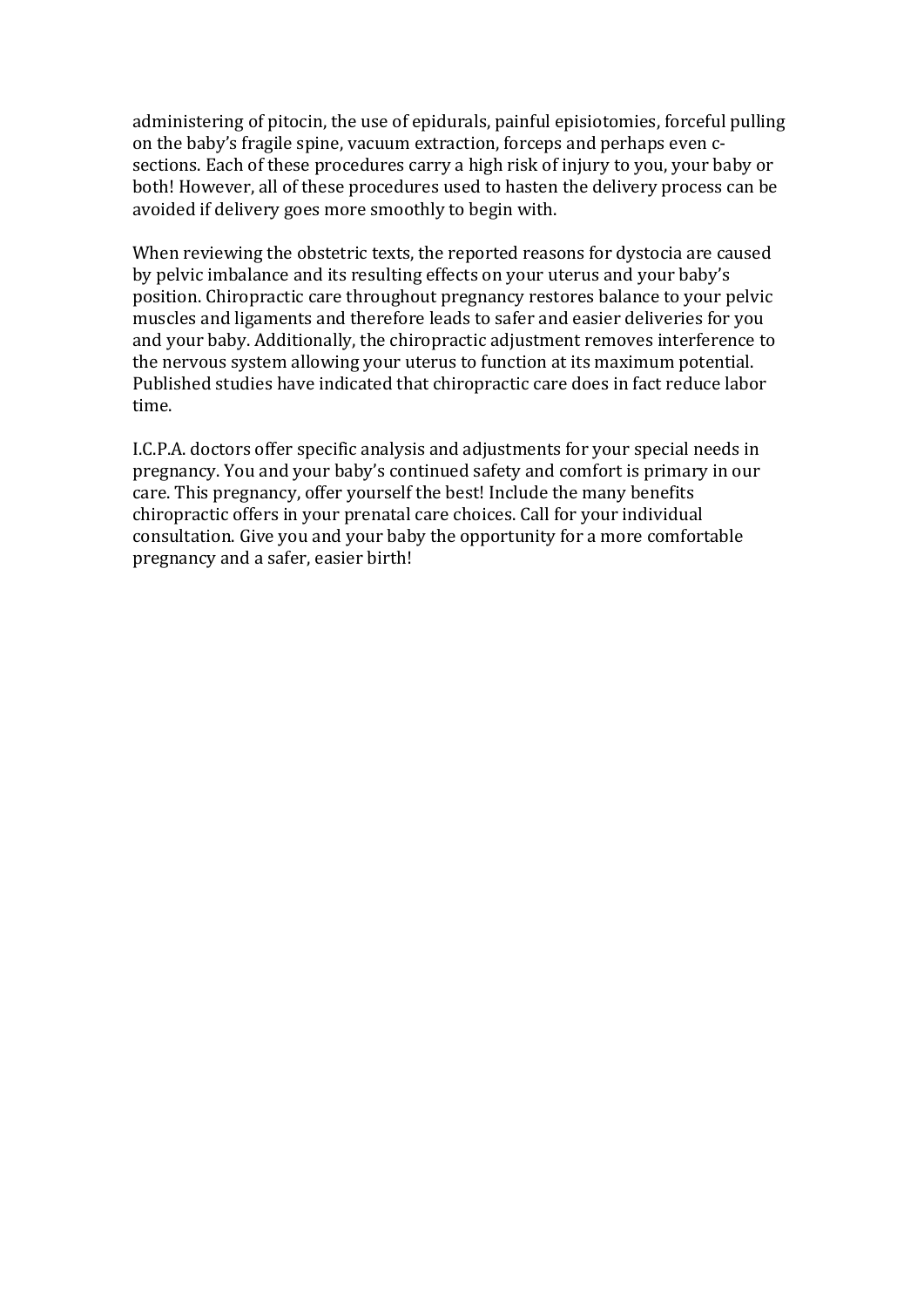administering of pitocin, the use of epidurals, painful episiotomies, forceful pulling on the baby's fragile spine, vacuum extraction, forceps and perhaps even c-sections. Each of these procedures carry a high risk of injury to you, your baby or both! However, all of these procedures used to hasten the delivery process can be avoided if delivery goes more smoothly to begin with.

When reviewing the obstetric texts, the reported reasons for dystocia are caused by pelvic imbalance and its resulting effects on your uterus and your baby's position. Chiropractic care throughout pregnancy restores balance to your pelvic muscles and ligaments and therefore leads to safer and easier deliveries for you and your baby. Additionally, the chiropractic adjustment removes interference to the nervous system allowing your uterus to function at its maximum potential. Published studies have indicated that chiropractic care does in fact reduce labor time.

I.C.P.A. doctors offer specific analysis and adjustments for your special needs in pregnancy. You and your baby's continued safety and comfort is primary in our care. This pregnancy, offer yourself the best! Include the many benefits chiropractic offers in your prenatal care choices. Call for your individual consultation. Give you and your baby the opportunity for a more comfortable pregnancy and a safer, easier birth!